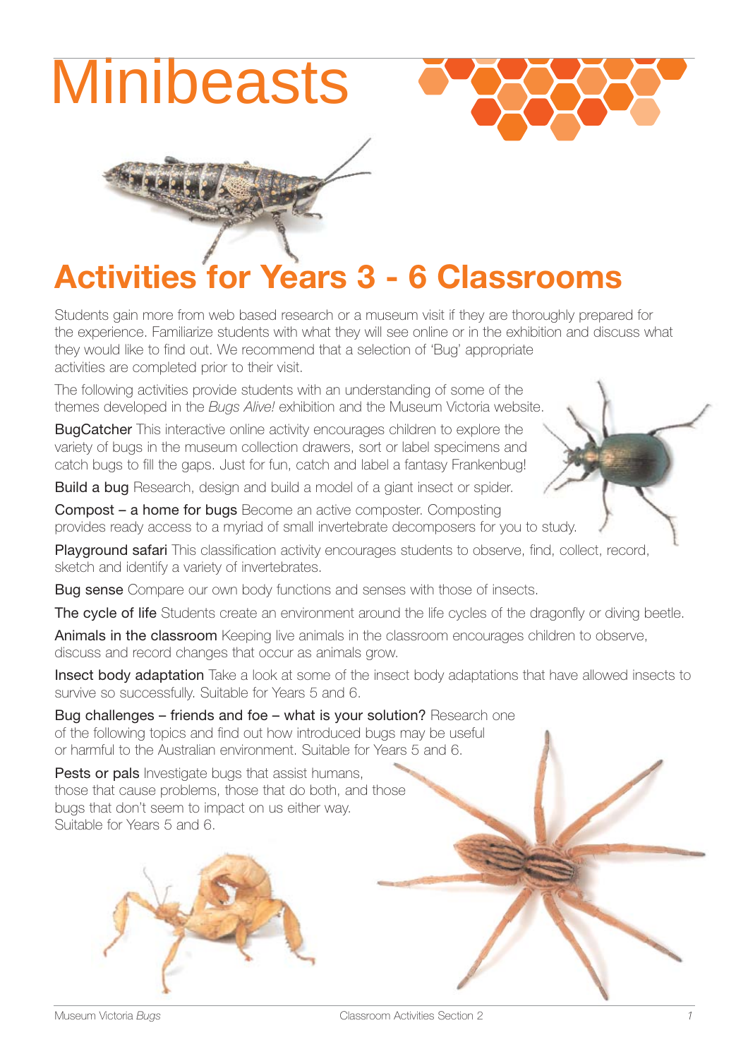# Minibeasts

## Activities for Years 3 - 6 Classrooms

Students gain more from web based research or a museum visit if they are thoroughly prepared for the experience. Familiarize students with what they will see online or in the exhibition and discuss what they would like to find out. We recommend that a selection of 'Bug' appropriate activities are completed prior to their visit.

The following activities provide students with an understanding of some of the themes developed in the *Bugs Alive!* exhibition and the Museum Victoria website.

**BugCatcher** This interactive online activity encourages children to explore the variety of bugs in the museum collection drawers, sort or label specimens and catch bugs to fill the gaps. Just for fun, catch and label a fantasy Frankenbug!

**Build a bug** Research, design and build a model of a giant insect or spider.

**Compost – a home for bugs** Become an active composter. Composting provides ready access to a myriad of small invertebrate decomposers for you to study.

**Playground safari** This classification activity encourages students to observe, find, collect, record, sketch and identify a variety of invertebrates.

**Bug sense** Compare our own body functions and senses with those of insects.

**The cycle of life** Students create an environment around the life cycles of the dragonfly or diving beetle.

**Animals in the classroom** Keeping live animals in the classroom encourages children to observe, discuss and record changes that occur as animals grow.

**Insect body adaptation** Take a look at some of the insect body adaptations that have allowed insects to survive so successfully. Suitable for Years 5 and 6.

**Bug challenges – friends and foe – what is your solution?** Research one of the following topics and find out how introduced bugs may be useful or harmful to the Australian environment. Suitable for Years 5 and 6.

**Pests or pals** Investigate bugs that assist humans, those that cause problems, those that do both, and those bugs that don't seem to impact on us either way. Suitable for Years 5 and 6.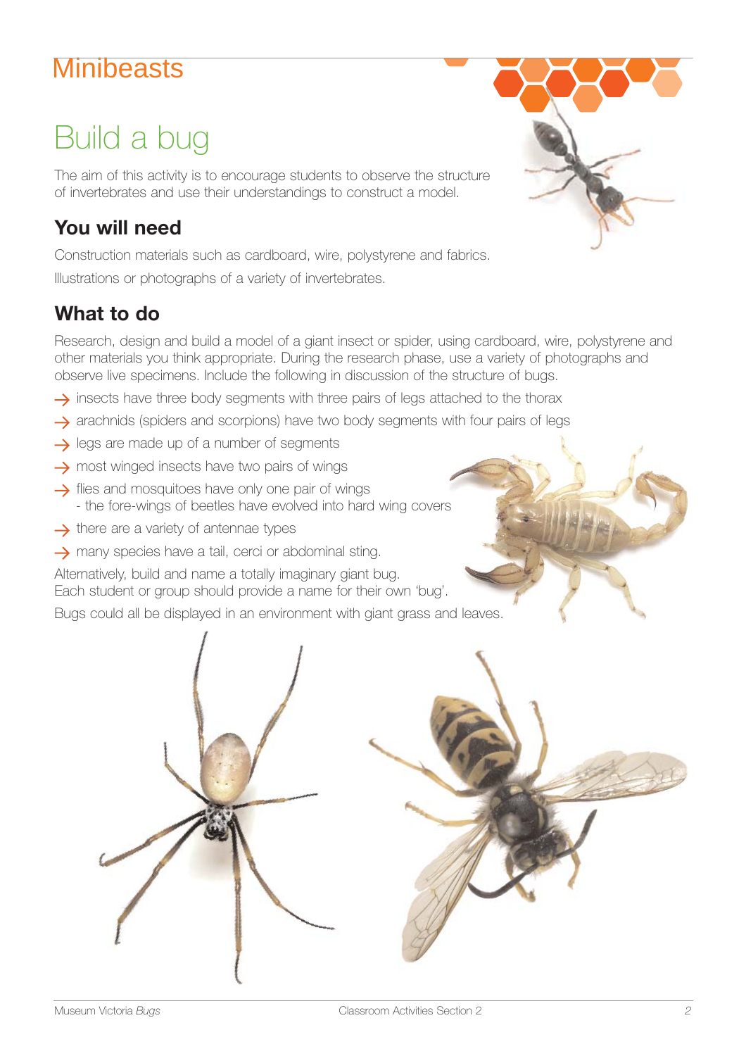# Minibeasts

## Build a bug

The aim of this activity is to encourage students to observe the structure of invertebrates and use their understandings to construct a model.

### You will need

Construction materials such as cardboard, wire, polystyrene and fabrics.

Illustrations or photographs of a variety of invertebrates.

### What to do

Research, design and build a model of a giant insect or spider, using cardboard, wire, polystyrene and other materials you think appropriate. During the research phase, use a variety of photographs and observe live specimens. Include the following in discussion of the structure of bugs.

- insects have three body segments with three pairs of legs attached to the thorax
- arachnids (spiders and scorpions) have two body segments with four pairs of legs
- legs are made up of a number of segments
- most winged insects have two pairs of wings
- flies and mosquitoes have only one pair of wings
  - the fore-wings of beetles have evolved into hard wing covers
- there are a variety of antennae types
- many species have a tail, cerci or abdominal sting.

Alternatively, build and name a totally imaginary giant bug.
Each student or group should provide a name for their own 'bug'.

Bugs could all be displayed in an environment with giant grass and leaves.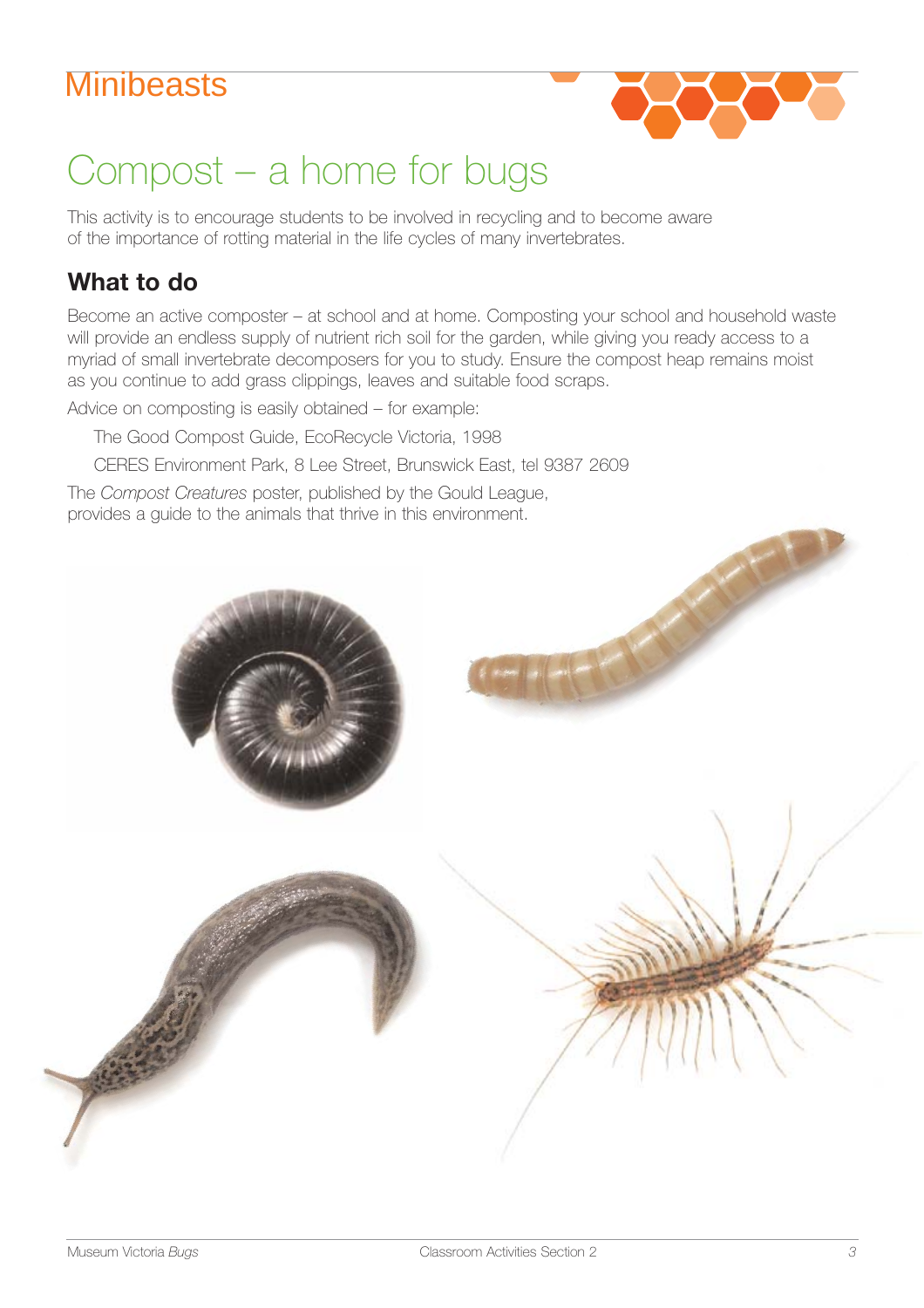# Minibeasts

## Compost – a home for bugs

This activity is to encourage students to be involved in recycling and to become aware of the importance of rotting material in the life cycles of many invertebrates.

### What to do

Become an active composter – at school and at home. Composting your school and household waste will provide an endless supply of nutrient rich soil for the garden, while giving you ready access to a myriad of small invertebrate decomposers for you to study. Ensure the compost heap remains moist as you continue to add grass clippings, leaves and suitable food scraps.

Advice on composting is easily obtained – for example:

The Good Compost Guide, EcoRecycle Victoria, 1998

CERES Environment Park, 8 Lee Street, Brunswick East, tel 9387 2609

The *Compost Creatures* poster, published by the Gould League, provides a guide to the animals that thrive in this environment.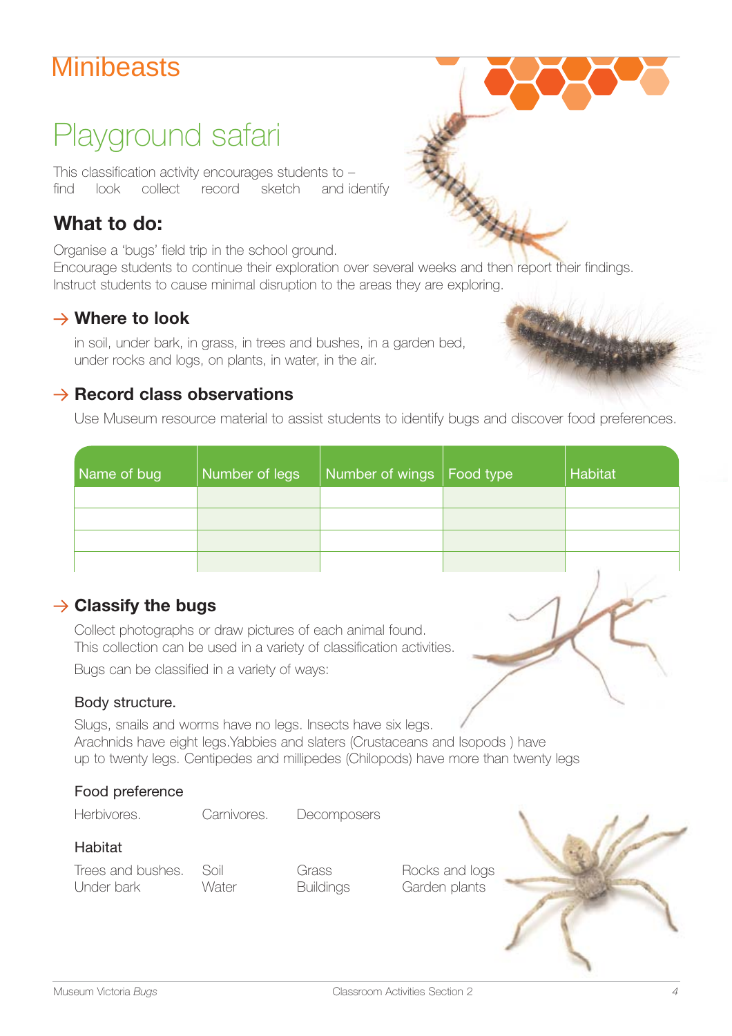# Minibeasts

## Playground safari

This classification activity encourages students to –
find look collect record sketch and identify

### What to do:

Organise a 'bugs' field trip in the school ground.
Encourage students to continue their exploration over several weeks and then report their findings.
Instruct students to cause minimal disruption to the areas they are exploring.

#### → Where to look

in soil, under bark, in grass, in trees and bushes, in a garden bed, under rocks and logs, on plants, in water, in the air.

#### → Record class observations

Use Museum resource material to assist students to identify bugs and discover food preferences.

| Name of bug | Number of legs | Number of wings | Food type | Habitat |
|---|---|---|---|---|
| | | | | |
| | | | | |
| | | | | |
| | | | | |

#### → Classify the bugs

Collect photographs or draw pictures of each animal found.
This collection can be used in a variety of classification activities.

Bugs can be classified in a variety of ways:

Body structure.

Slugs, snails and worms have no legs. Insects have six legs.
Arachnids have eight legs.Yabbies and slaters (Crustaceans and Isopods ) have up to twenty legs. Centipedes and millipedes (Chilopods) have more than twenty legs

Food preference

Herbivores. Carnivores. Decomposers

Habitat

Trees and bushes. Soil Grass Rocks and logs
Under bark Water Buildings Garden plants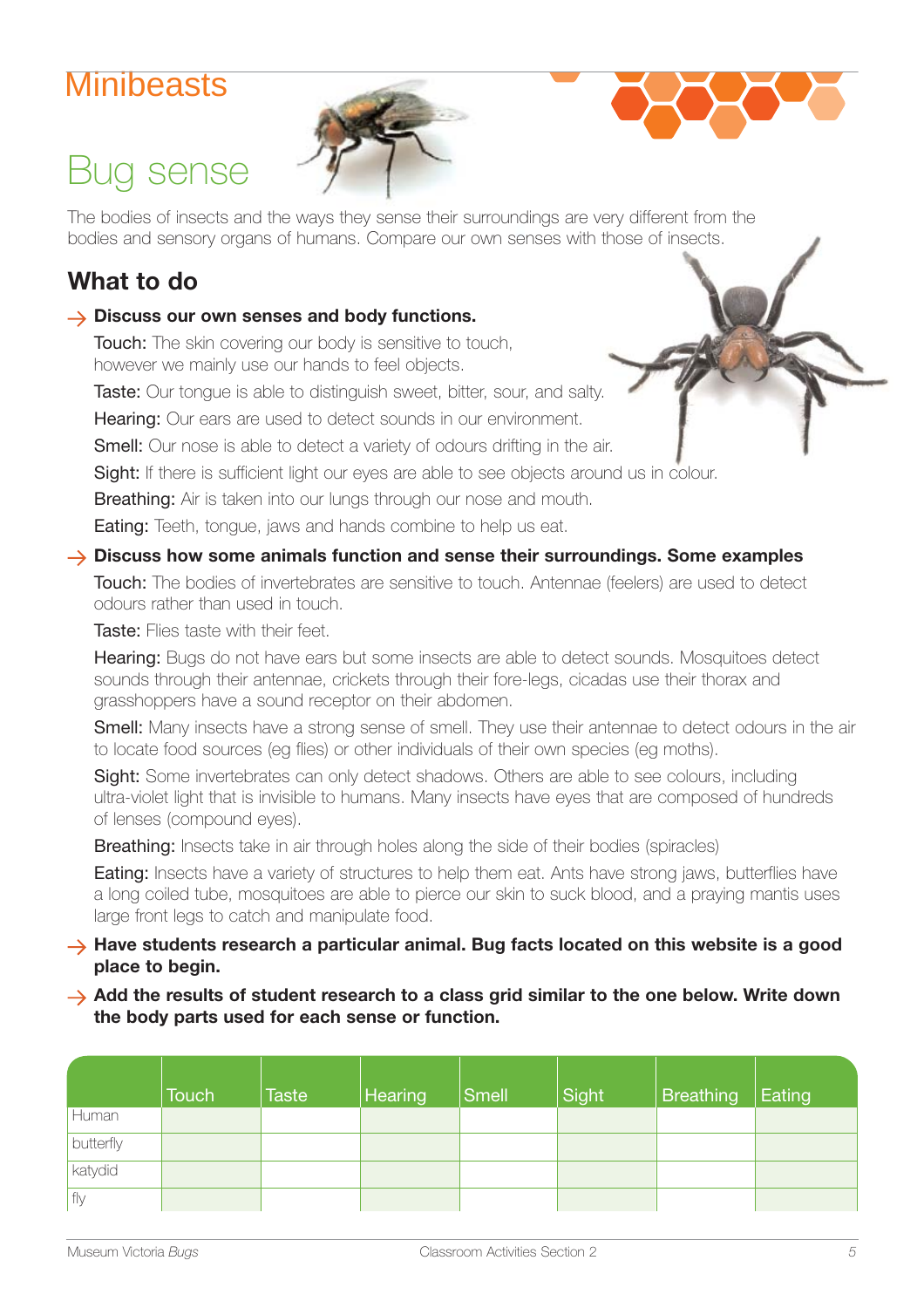# Minibeasts

## Bug sense

The bodies of insects and the ways they sense their surroundings are very different from the bodies and sensory organs of humans. Compare our own senses with those of insects.

### What to do

→ **Discuss our own senses and body functions.**

Touch: The skin covering our body is sensitive to touch, however we mainly use our hands to feel objects.

Taste: Our tongue is able to distinguish sweet, bitter, sour, and salty.

Hearing: Our ears are used to detect sounds in our environment.

Smell: Our nose is able to detect a variety of odours drifting in the air.

Sight: If there is sufficient light our eyes are able to see objects around us in colour.

Breathing: Air is taken into our lungs through our nose and mouth.

Eating: Teeth, tongue, jaws and hands combine to help us eat.

→ **Discuss how some animals function and sense their surroundings. Some examples**

Touch: The bodies of invertebrates are sensitive to touch. Antennae (feelers) are used to detect odours rather than used in touch.

Taste: Flies taste with their feet.

Hearing: Bugs do not have ears but some insects are able to detect sounds. Mosquitoes detect sounds through their antennae, crickets through their fore-legs, cicadas use their thorax and grasshoppers have a sound receptor on their abdomen.

Smell: Many insects have a strong sense of smell. They use their antennae to detect odours in the air to locate food sources (eg flies) or other individuals of their own species (eg moths).

Sight: Some invertebrates can only detect shadows. Others are able to see colours, including ultra-violet light that is invisible to humans. Many insects have eyes that are composed of hundreds of lenses (compound eyes).

Breathing: Insects take in air through holes along the side of their bodies (spiracles)

Eating: Insects have a variety of structures to help them eat. Ants have strong jaws, butterflies have a long coiled tube, mosquitoes are able to pierce our skin to suck blood, and a praying mantis uses large front legs to catch and manipulate food.

→ **Have students research a particular animal. Bug facts located on this website is a good place to begin.**

→ **Add the results of student research to a class grid similar to the one below. Write down the body parts used for each sense or function.**

| | Touch | Taste | Hearing | Smell | Sight | Breathing | Eating |
|---|---|---|---|---|---|---|---|
| Human | | | | | | | |
| butterfly | | | | | | | |
| katydid | | | | | | | |
| fly | | | | | | | |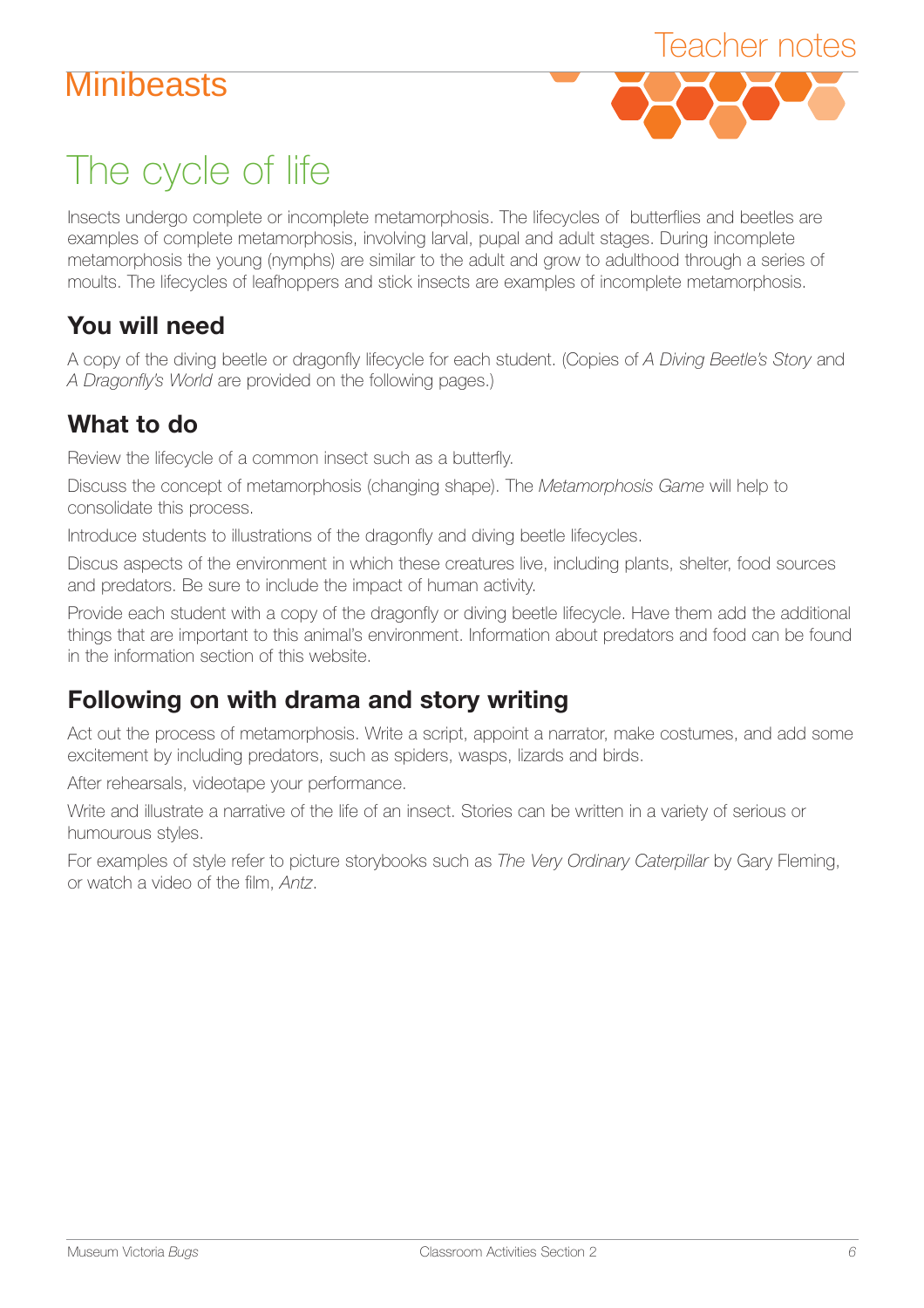# Minibeasts

Teacher notes

## The cycle of life

Insects undergo complete or incomplete metamorphosis. The lifecycles of butterflies and beetles are examples of complete metamorphosis, involving larval, pupal and adult stages. During incomplete metamorphosis the young (nymphs) are similar to the adult and grow to adulthood through a series of moults. The lifecycles of leafhoppers and stick insects are examples of incomplete metamorphosis.

### You will need

A copy of the diving beetle or dragonfly lifecycle for each student. (Copies of *A Diving Beetle's Story* and *A Dragonfly's World* are provided on the following pages.)

### What to do

Review the lifecycle of a common insect such as a butterfly.

Discuss the concept of metamorphosis (changing shape). The *Metamorphosis Game* will help to consolidate this process.

Introduce students to illustrations of the dragonfly and diving beetle lifecycles.

Discus aspects of the environment in which these creatures live, including plants, shelter, food sources and predators. Be sure to include the impact of human activity.

Provide each student with a copy of the dragonfly or diving beetle lifecycle. Have them add the additional things that are important to this animal's environment. Information about predators and food can be found in the information section of this website.

### Following on with drama and story writing

Act out the process of metamorphosis. Write a script, appoint a narrator, make costumes, and add some excitement by including predators, such as spiders, wasps, lizards and birds.

After rehearsals, videotape your performance.

Write and illustrate a narrative of the life of an insect. Stories can be written in a variety of serious or humourous styles.

For examples of style refer to picture storybooks such as *The Very Ordinary Caterpillar* by Gary Fleming, or watch a video of the film, *Antz*.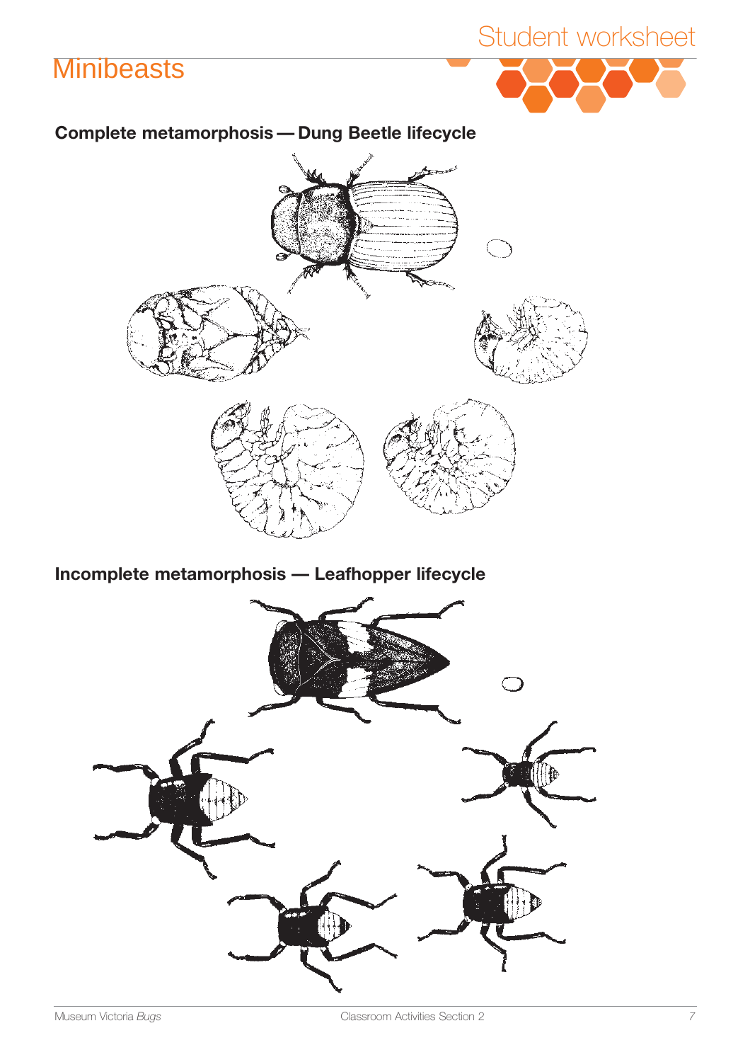# Minibeasts

## Complete metamorphosis — Dung Beetle lifecycle

## Incomplete metamorphosis — Leafhopper lifecycle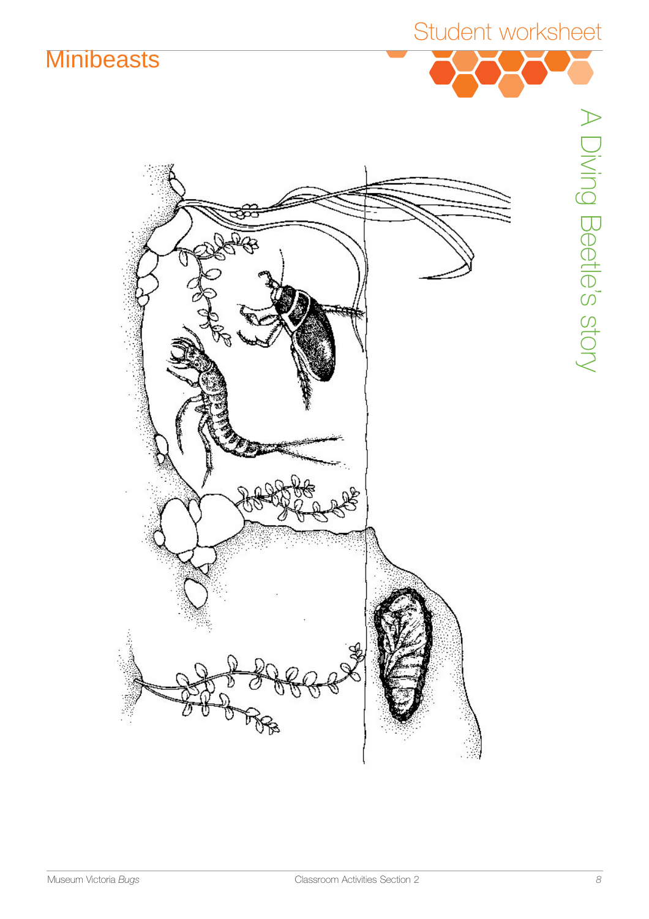# Minibeasts

## A Diving Beetle's story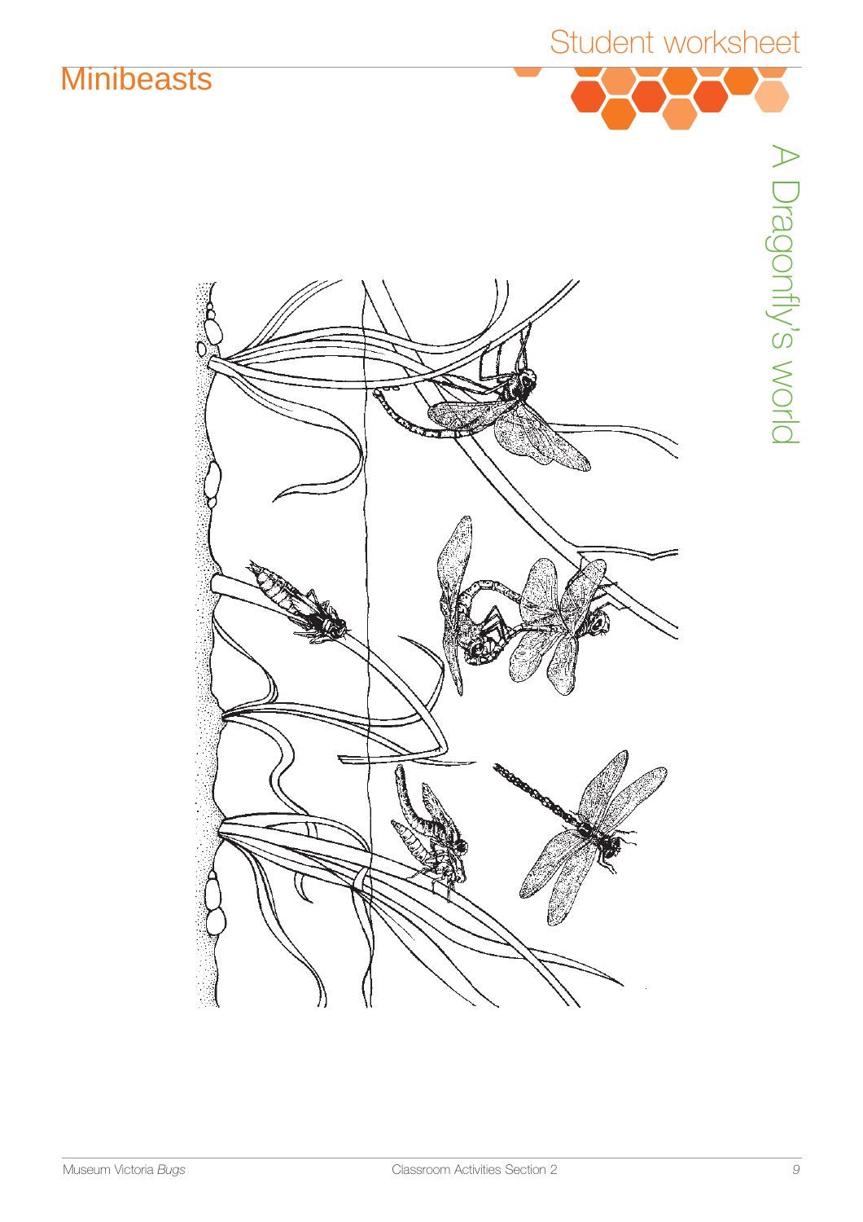# Student worksheet

## Minibeasts

### A Dragonfly's world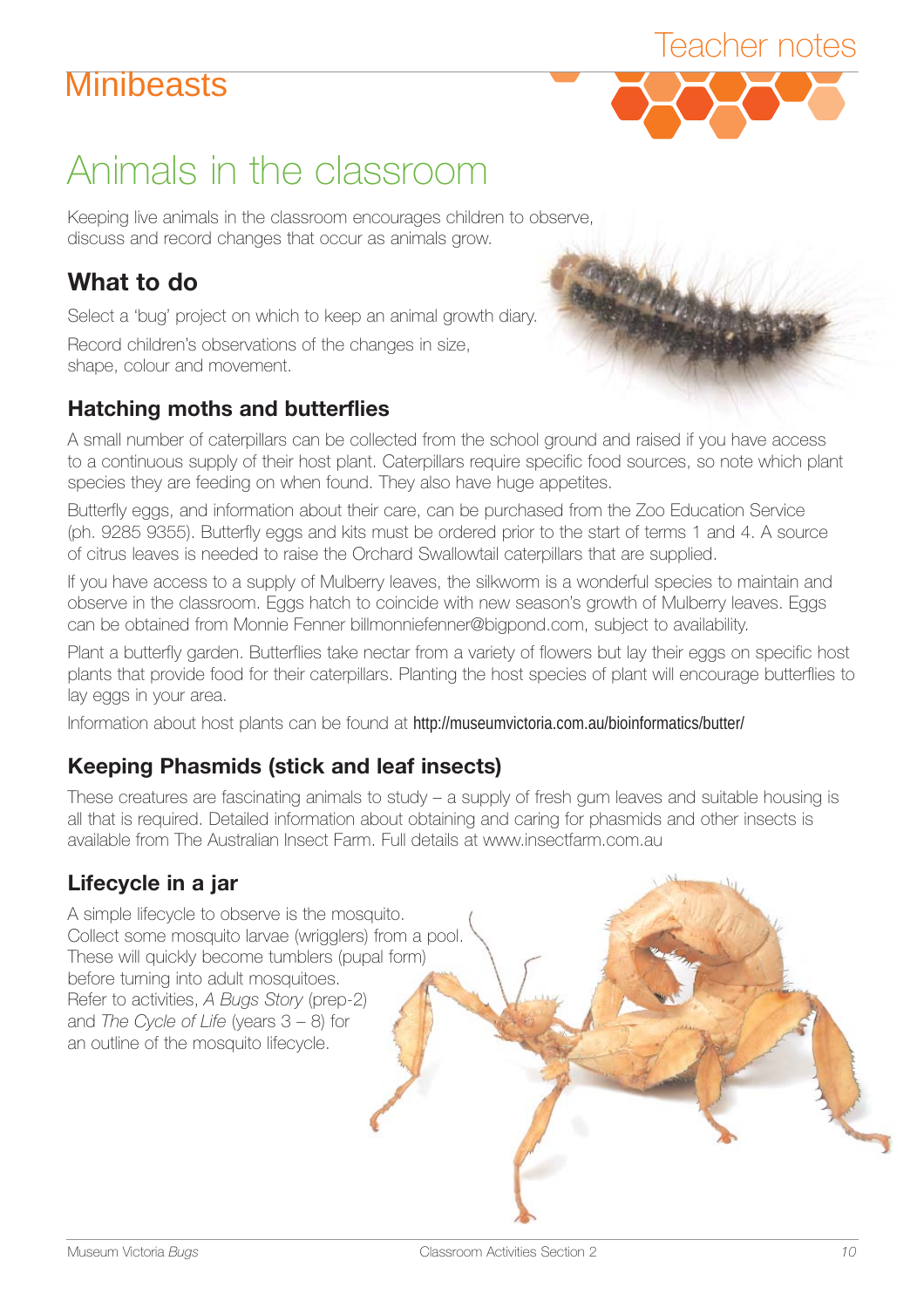# Animals in the classroom

Keeping live animals in the classroom encourages children to observe, discuss and record changes that occur as animals grow.

## What to do

Select a 'bug' project on which to keep an animal growth diary.

Record children's observations of the changes in size, shape, colour and movement.

### Hatching moths and butterflies

A small number of caterpillars can be collected from the school ground and raised if you have access to a continuous supply of their host plant. Caterpillars require specific food sources, so note which plant species they are feeding on when found. They also have huge appetites.

Butterfly eggs, and information about their care, can be purchased from the Zoo Education Service (ph. 9285 9355). Butterfly eggs and kits must be ordered prior to the start of terms 1 and 4. A source of citrus leaves is needed to raise the Orchard Swallowtail caterpillars that are supplied.

If you have access to a supply of Mulberry leaves, the silkworm is a wonderful species to maintain and observe in the classroom. Eggs hatch to coincide with new season's growth of Mulberry leaves. Eggs can be obtained from Monnie Fenner billmonniefenner@bigpond.com, subject to availability.

Plant a butterfly garden. Butterflies take nectar from a variety of flowers but lay their eggs on specific host plants that provide food for their caterpillars. Planting the host species of plant will encourage butterflies to lay eggs in your area.

Information about host plants can be found at http://museumvictoria.com.au/bioinformatics/butter/

### Keeping Phasmids (stick and leaf insects)

These creatures are fascinating animals to study – a supply of fresh gum leaves and suitable housing is all that is required. Detailed information about obtaining and caring for phasmids and other insects is available from The Australian Insect Farm. Full details at www.insectfarm.com.au

### Lifecycle in a jar

A simple lifecycle to observe is the mosquito. Collect some mosquito larvae (wrigglers) from a pool. These will quickly become tumblers (pupal form) before turning into adult mosquitoes. Refer to activities, *A Bugs Story* (prep-2) and *The Cycle of Life* (years 3 – 8) for an outline of the mosquito lifecycle.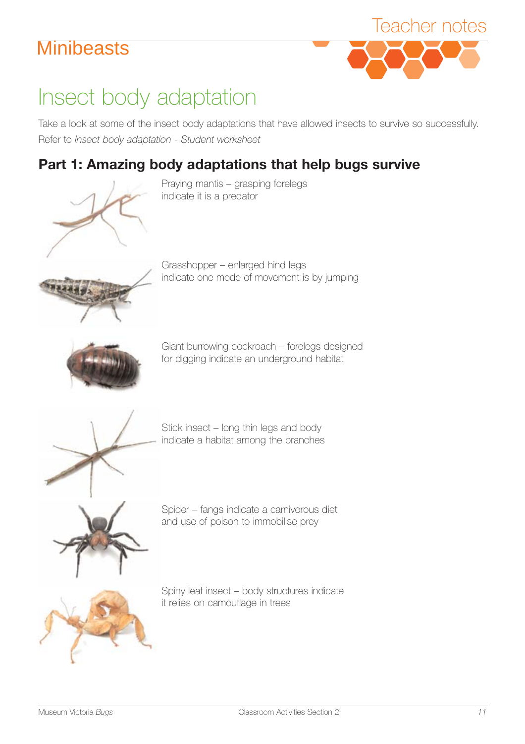# Minibeasts

# Insect body adaptation

Take a look at some of the insect body adaptations that have allowed insects to survive so successfully.
Refer to *Insect body adaptation - Student worksheet*

## Part 1: Amazing body adaptations that help bugs survive

Praying mantis – grasping forelegs indicate it is a predator

Grasshopper – enlarged hind legs indicate one mode of movement is by jumping

Giant burrowing cockroach – forelegs designed for digging indicate an underground habitat

Stick insect – long thin legs and body indicate a habitat among the branches

Spider – fangs indicate a carnivorous diet and use of poison to immobilise prey

Spiny leaf insect – body structures indicate it relies on camouflage in trees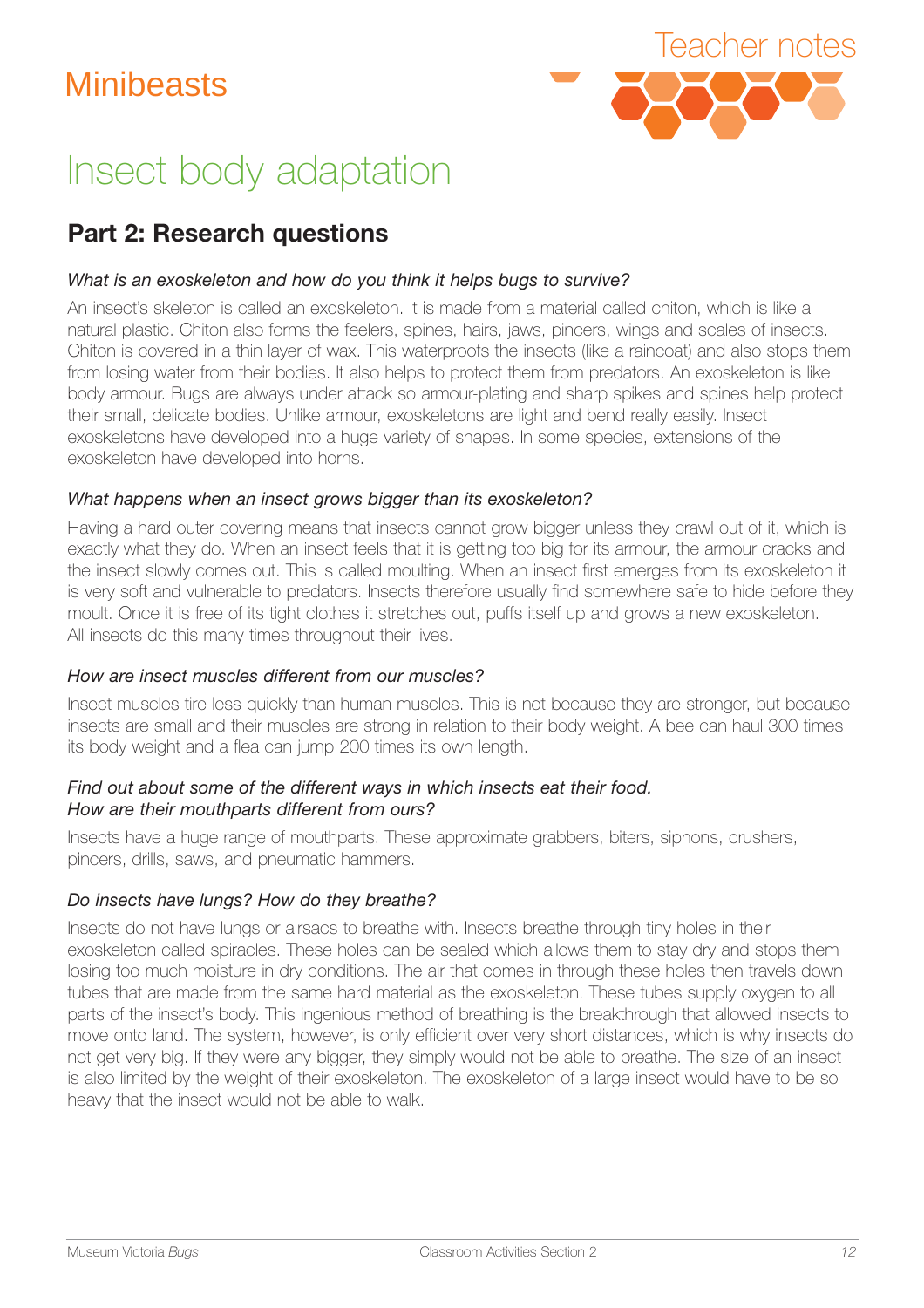# Minibeasts

Teacher notes

# Insect body adaptation

## Part 2: Research questions

*What is an exoskeleton and how do you think it helps bugs to survive?*

An insect's skeleton is called an exoskeleton. It is made from a material called chiton, which is like a natural plastic. Chiton also forms the feelers, spines, hairs, jaws, pincers, wings and scales of insects. Chiton is covered in a thin layer of wax. This waterproofs the insects (like a raincoat) and also stops them from losing water from their bodies. It also helps to protect them from predators. An exoskeleton is like body armour. Bugs are always under attack so armour-plating and sharp spikes and spines help protect their small, delicate bodies. Unlike armour, exoskeletons are light and bend really easily. Insect exoskeletons have developed into a huge variety of shapes. In some species, extensions of the exoskeleton have developed into horns.

*What happens when an insect grows bigger than its exoskeleton?*

Having a hard outer covering means that insects cannot grow bigger unless they crawl out of it, which is exactly what they do. When an insect feels that it is getting too big for its armour, the armour cracks and the insect slowly comes out. This is called moulting. When an insect first emerges from its exoskeleton it is very soft and vulnerable to predators. Insects therefore usually find somewhere safe to hide before they moult. Once it is free of its tight clothes it stretches out, puffs itself up and grows a new exoskeleton. All insects do this many times throughout their lives.

*How are insect muscles different from our muscles?*

Insect muscles tire less quickly than human muscles. This is not because they are stronger, but because insects are small and their muscles are strong in relation to their body weight. A bee can haul 300 times its body weight and a flea can jump 200 times its own length.

*Find out about some of the different ways in which insects eat their food.*
*How are their mouthparts different from ours?*

Insects have a huge range of mouthparts. These approximate grabbers, biters, siphons, crushers, pincers, drills, saws, and pneumatic hammers.

*Do insects have lungs? How do they breathe?*

Insects do not have lungs or airsacs to breathe with. Insects breathe through tiny holes in their exoskeleton called spiracles. These holes can be sealed which allows them to stay dry and stops them losing too much moisture in dry conditions. The air that comes in through these holes then travels down tubes that are made from the same hard material as the exoskeleton. These tubes supply oxygen to all parts of the insect's body. This ingenious method of breathing is the breakthrough that allowed insects to move onto land. The system, however, is only efficient over very short distances, which is why insects do not get very big. If they were any bigger, they simply would not be able to breathe. The size of an insect is also limited by the weight of their exoskeleton. The exoskeleton of a large insect would have to be so heavy that the insect would not be able to walk.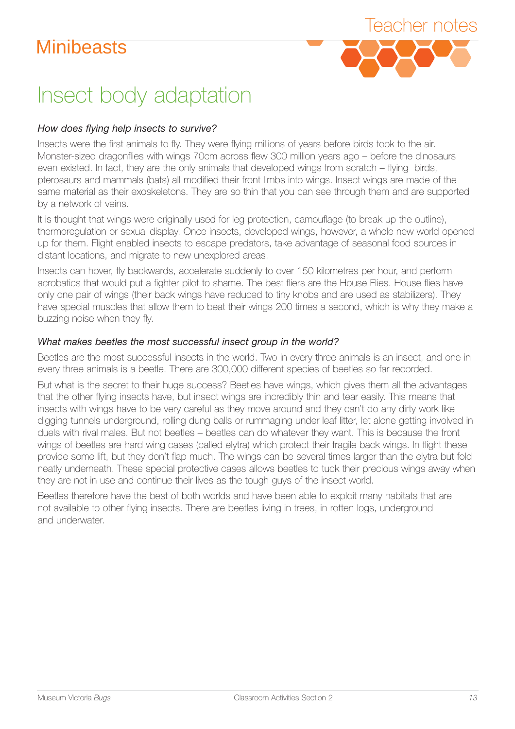# Minibeasts

## Teacher notes

# Insect body adaptation

*How does flying help insects to survive?*

Insects were the first animals to fly. They were flying millions of years before birds took to the air. Monster-sized dragonflies with wings 70cm across flew 300 million years ago – before the dinosaurs even existed. In fact, they are the only animals that developed wings from scratch – flying birds, pterosaurs and mammals (bats) all modified their front limbs into wings. Insect wings are made of the same material as their exoskeletons. They are so thin that you can see through them and are supported by a network of veins.

It is thought that wings were originally used for leg protection, camouflage (to break up the outline), thermoregulation or sexual display. Once insects, developed wings, however, a whole new world opened up for them. Flight enabled insects to escape predators, take advantage of seasonal food sources in distant locations, and migrate to new unexplored areas.

Insects can hover, fly backwards, accelerate suddenly to over 150 kilometres per hour, and perform acrobatics that would put a fighter pilot to shame. The best fliers are the House Flies. House flies have only one pair of wings (their back wings have reduced to tiny knobs and are used as stabilizers). They have special muscles that allow them to beat their wings 200 times a second, which is why they make a buzzing noise when they fly.

*What makes beetles the most successful insect group in the world?*

Beetles are the most successful insects in the world. Two in every three animals is an insect, and one in every three animals is a beetle. There are 300,000 different species of beetles so far recorded.

But what is the secret to their huge success? Beetles have wings, which gives them all the advantages that the other flying insects have, but insect wings are incredibly thin and tear easily. This means that insects with wings have to be very careful as they move around and they can't do any dirty work like digging tunnels underground, rolling dung balls or rummaging under leaf litter, let alone getting involved in duels with rival males. But not beetles – beetles can do whatever they want. This is because the front wings of beetles are hard wing cases (called elytra) which protect their fragile back wings. In flight these provide some lift, but they don't flap much. The wings can be several times larger than the elytra but fold neatly underneath. These special protective cases allows beetles to tuck their precious wings away when they are not in use and continue their lives as the tough guys of the insect world.

Beetles therefore have the best of both worlds and have been able to exploit many habitats that are not available to other flying insects. There are beetles living in trees, in rotten logs, underground and underwater.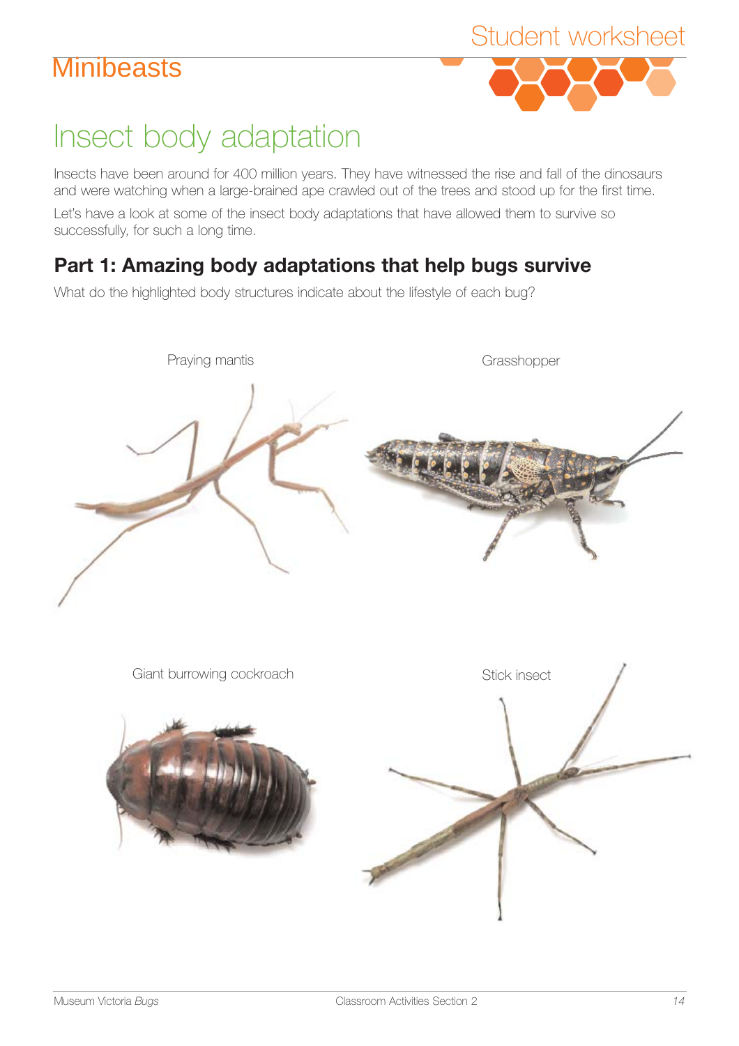# Insect body adaptation

Insects have been around for 400 million years. They have witnessed the rise and fall of the dinosaurs and were watching when a large-brained ape crawled out of the trees and stood up for the first time.

Let's have a look at some of the insect body adaptations that have allowed them to survive so successfully, for such a long time.

## Part 1: Amazing body adaptations that help bugs survive

What do the highlighted body structures indicate about the lifestyle of each bug?

Praying mantis

Grasshopper

Giant burrowing cockroach

Stick insect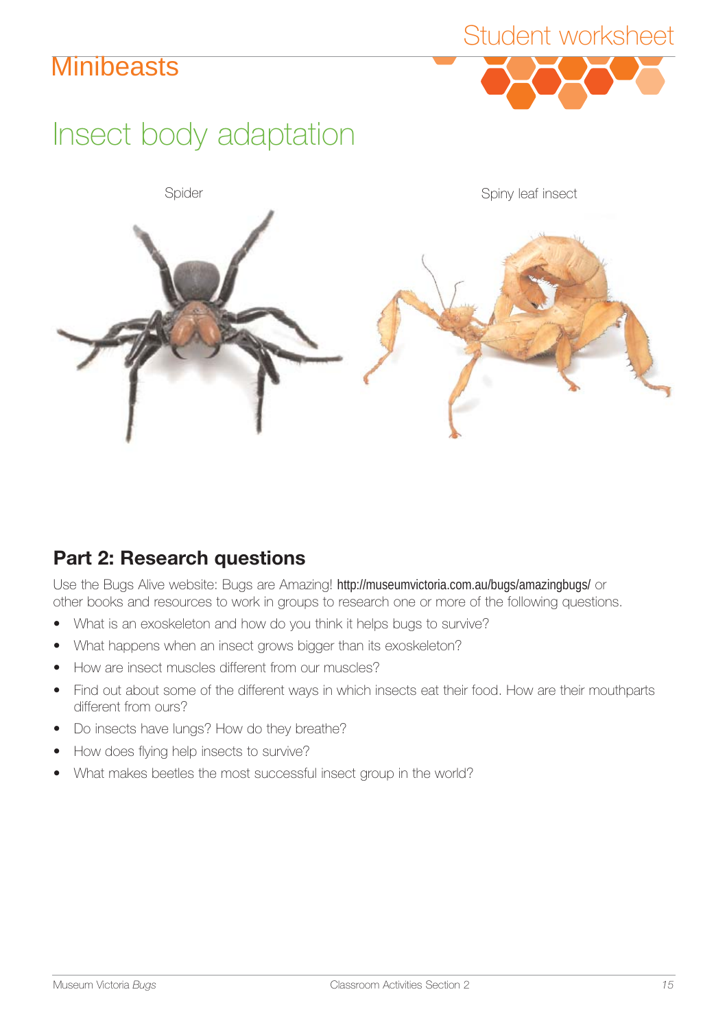# Minibeasts

# Insect body adaptation

Spider

Spiny leaf insect

## Part 2: Research questions

Use the Bugs Alive website: Bugs are Amazing! http://museumvictoria.com.au/bugs/amazingbugs/ or other books and resources to work in groups to research one or more of the following questions.

- What is an exoskeleton and how do you think it helps bugs to survive?
- What happens when an insect grows bigger than its exoskeleton?
- How are insect muscles different from our muscles?
- Find out about some of the different ways in which insects eat their food. How are their mouthparts different from ours?
- Do insects have lungs? How do they breathe?
- How does flying help insects to survive?
- What makes beetles the most successful insect group in the world?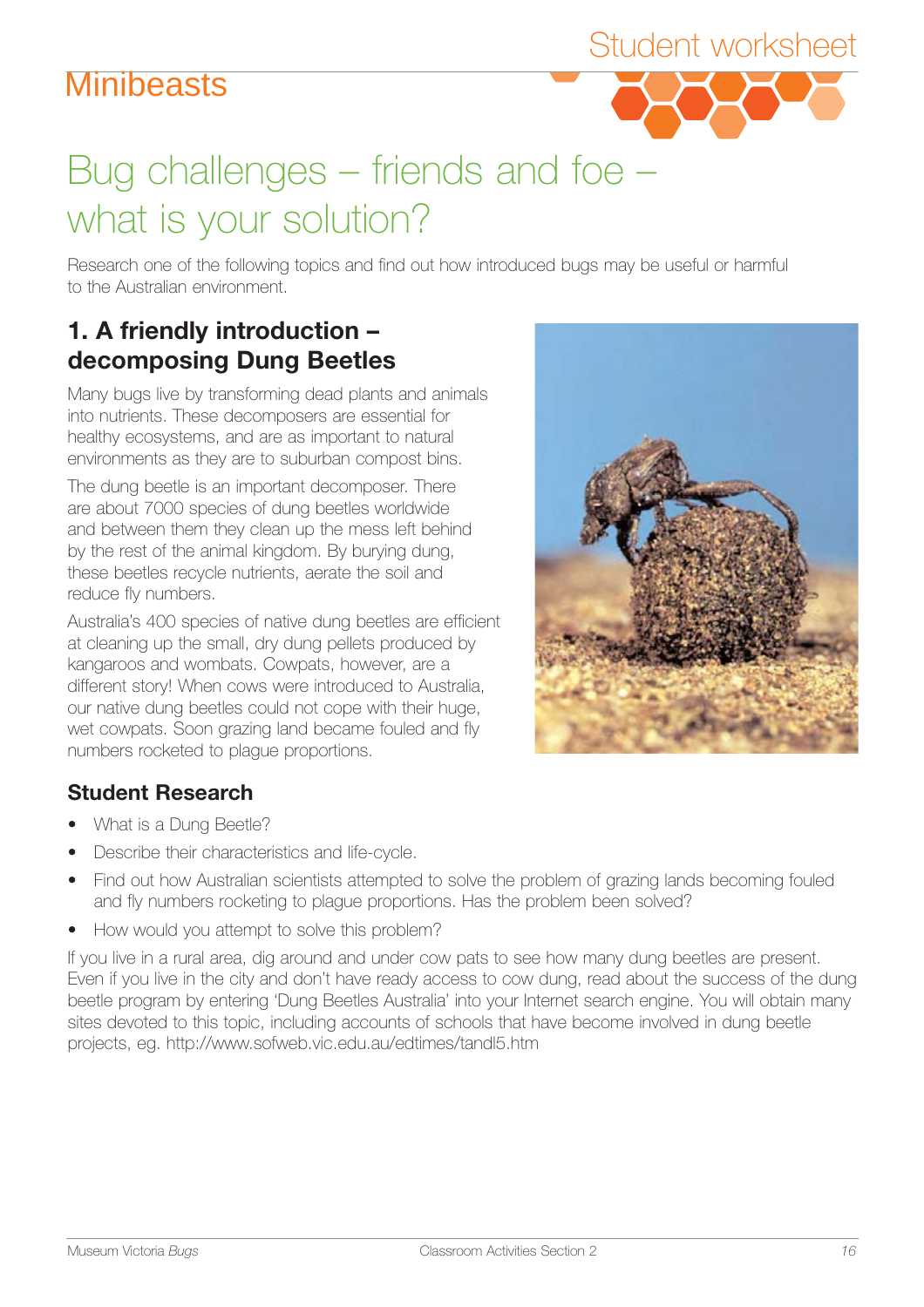# Bug challenges – friends and foe – what is your solution?

Research one of the following topics and find out how introduced bugs may be useful or harmful to the Australian environment.

## 1. A friendly introduction – decomposing Dung Beetles

Many bugs live by transforming dead plants and animals into nutrients. These decomposers are essential for healthy ecosystems, and are as important to natural environments as they are to suburban compost bins.

The dung beetle is an important decomposer. There are about 7000 species of dung beetles worldwide and between them they clean up the mess left behind by the rest of the animal kingdom. By burying dung, these beetles recycle nutrients, aerate the soil and reduce fly numbers.

Australia's 400 species of native dung beetles are efficient at cleaning up the small, dry dung pellets produced by kangaroos and wombats. Cowpats, however, are a different story! When cows were introduced to Australia, our native dung beetles could not cope with their huge, wet cowpats. Soon grazing land became fouled and fly numbers rocketed to plague proportions.

### Student Research

- What is a Dung Beetle?
- Describe their characteristics and life-cycle.
- Find out how Australian scientists attempted to solve the problem of grazing lands becoming fouled and fly numbers rocketing to plague proportions. Has the problem been solved?
- How would you attempt to solve this problem?

If you live in a rural area, dig around and under cow pats to see how many dung beetles are present. Even if you live in the city and don't have ready access to cow dung, read about the success of the dung beetle program by entering 'Dung Beetles Australia' into your Internet search engine. You will obtain many sites devoted to this topic, including accounts of schools that have become involved in dung beetle projects, eg. http://www.sofweb.vic.edu.au/edtimes/tandl5.htm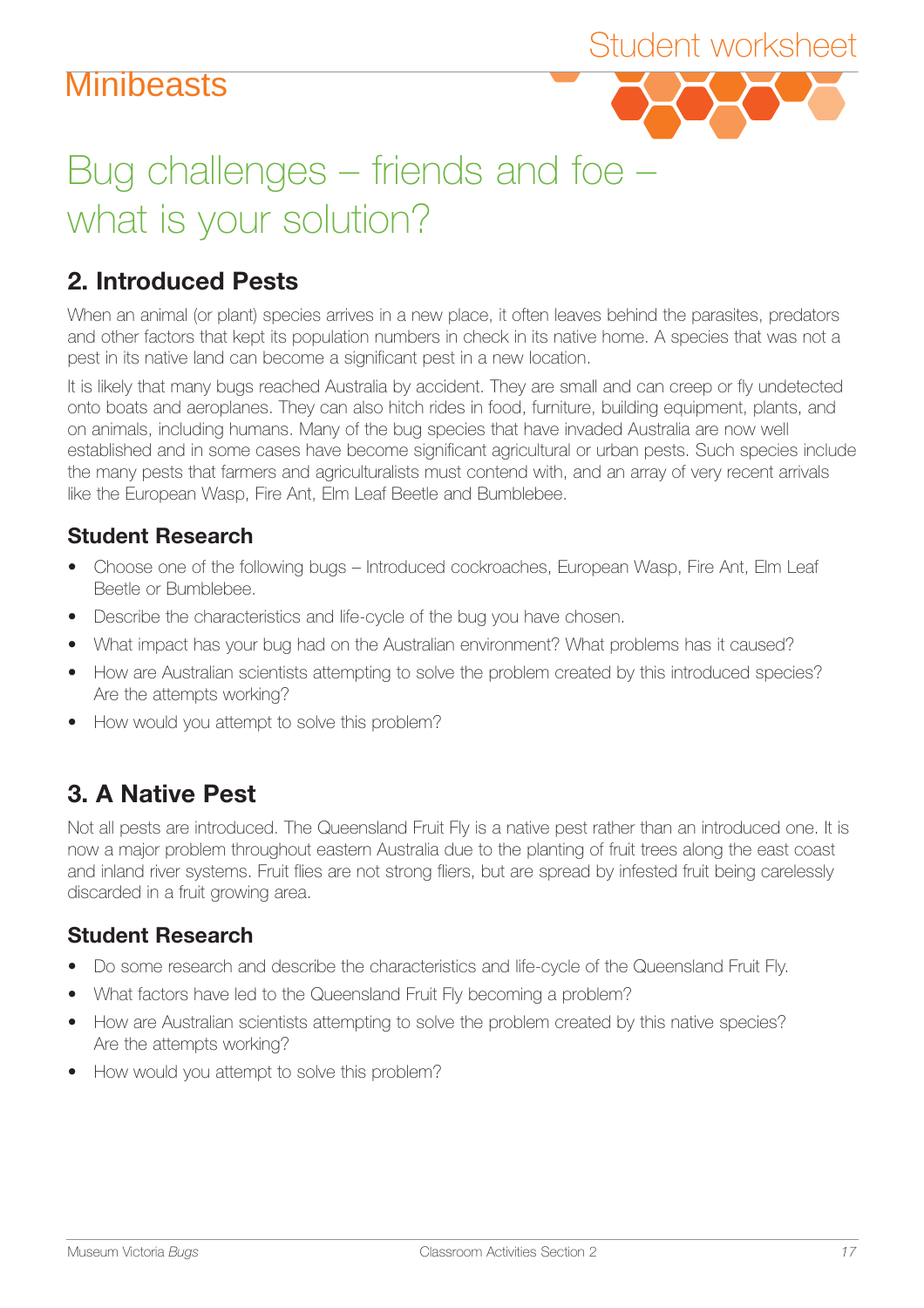# Bug challenges – friends and foe – what is your solution?

## 2. Introduced Pests

When an animal (or plant) species arrives in a new place, it often leaves behind the parasites, predators and other factors that kept its population numbers in check in its native home. A species that was not a pest in its native land can become a significant pest in a new location.

It is likely that many bugs reached Australia by accident. They are small and can creep or fly undetected onto boats and aeroplanes. They can also hitch rides in food, furniture, building equipment, plants, and on animals, including humans. Many of the bug species that have invaded Australia are now well established and in some cases have become significant agricultural or urban pests. Such species include the many pests that farmers and agriculturalists must contend with, and an array of very recent arrivals like the European Wasp, Fire Ant, Elm Leaf Beetle and Bumblebee.

### Student Research

- Choose one of the following bugs – Introduced cockroaches, European Wasp, Fire Ant, Elm Leaf Beetle or Bumblebee.
- Describe the characteristics and life-cycle of the bug you have chosen.
- What impact has your bug had on the Australian environment? What problems has it caused?
- How are Australian scientists attempting to solve the problem created by this introduced species? Are the attempts working?
- How would you attempt to solve this problem?

## 3. A Native Pest

Not all pests are introduced. The Queensland Fruit Fly is a native pest rather than an introduced one. It is now a major problem throughout eastern Australia due to the planting of fruit trees along the east coast and inland river systems. Fruit flies are not strong fliers, but are spread by infested fruit being carelessly discarded in a fruit growing area.

### Student Research

- Do some research and describe the characteristics and life-cycle of the Queensland Fruit Fly.
- What factors have led to the Queensland Fruit Fly becoming a problem?
- How are Australian scientists attempting to solve the problem created by this native species? Are the attempts working?
- How would you attempt to solve this problem?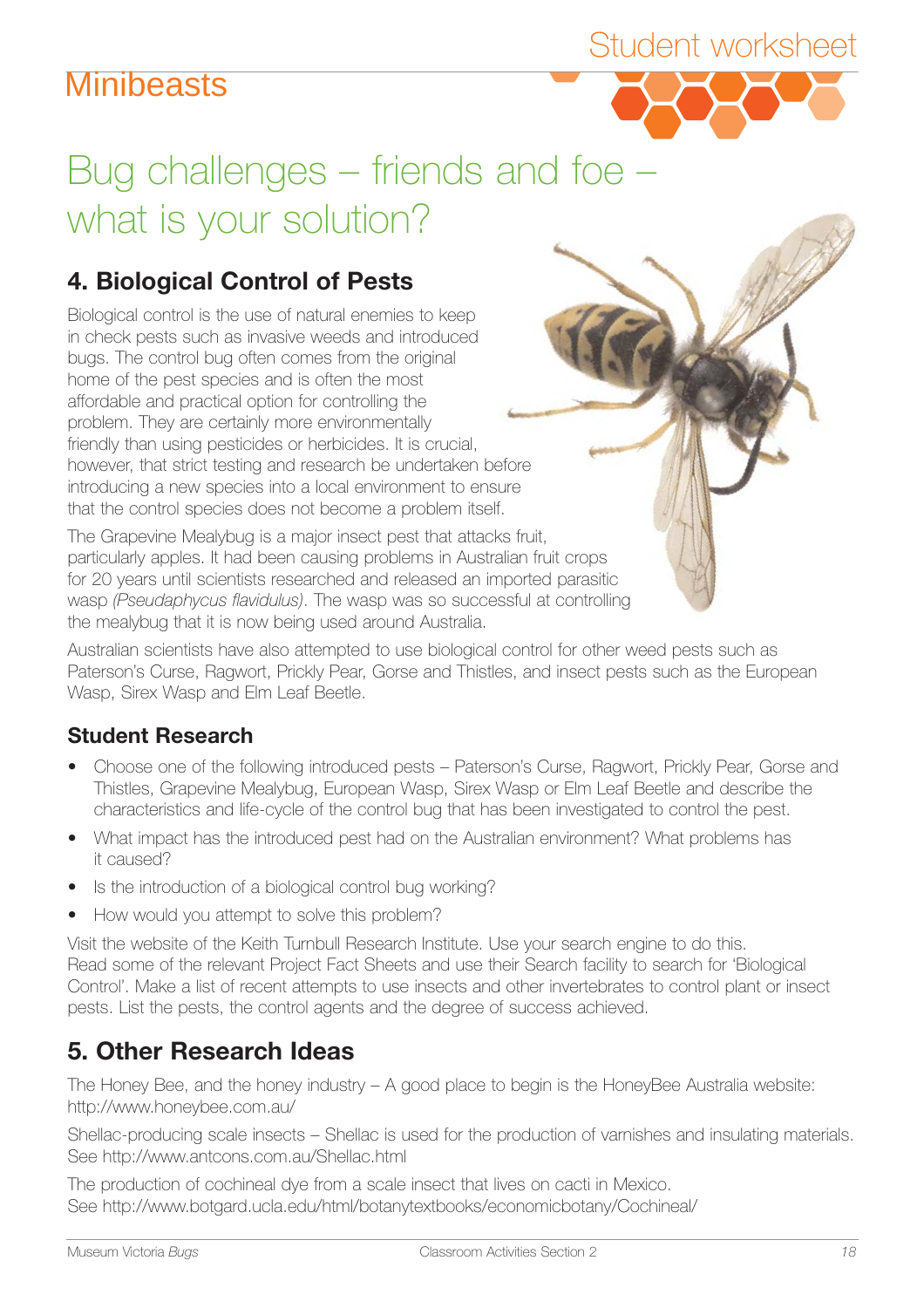# Bug challenges – friends and foe – what is your solution?

## 4. Biological Control of Pests

Biological control is the use of natural enemies to keep in check pests such as invasive weeds and introduced bugs. The control bug often comes from the original home of the pest species and is often the most affordable and practical option for controlling the problem. They are certainly more environmentally friendly than using pesticides or herbicides. It is crucial, however, that strict testing and research be undertaken before introducing a new species into a local environment to ensure that the control species does not become a problem itself.

The Grapevine Mealybug is a major insect pest that attacks fruit, particularly apples. It had been causing problems in Australian fruit crops for 20 years until scientists researched and released an imported parasitic wasp *(Pseudaphycus flavidulus)*. The wasp was so successful at controlling the mealybug that it is now being used around Australia.

Australian scientists have also attempted to use biological control for other weed pests such as Paterson's Curse, Ragwort, Prickly Pear, Gorse and Thistles, and insect pests such as the European Wasp, Sirex Wasp and Elm Leaf Beetle.

### Student Research

- Choose one of the following introduced pests – Paterson's Curse, Ragwort, Prickly Pear, Gorse and Thistles, Grapevine Mealybug, European Wasp, Sirex Wasp or Elm Leaf Beetle and describe the characteristics and life-cycle of the control bug that has been investigated to control the pest.
- What impact has the introduced pest had on the Australian environment? What problems has it caused?
- Is the introduction of a biological control bug working?
- How would you attempt to solve this problem?

Visit the website of the Keith Turnbull Research Institute. Use your search engine to do this. Read some of the relevant Project Fact Sheets and use their Search facility to search for 'Biological Control'. Make a list of recent attempts to use insects and other invertebrates to control plant or insect pests. List the pests, the control agents and the degree of success achieved.

## 5. Other Research Ideas

The Honey Bee, and the honey industry – A good place to begin is the HoneyBee Australia website: http://www.honeybee.com.au/

Shellac-producing scale insects – Shellac is used for the production of varnishes and insulating materials. See http://www.antcons.com.au/Shellac.html

The production of cochineal dye from a scale insect that lives on cacti in Mexico. See http://www.botgard.ucla.edu/html/botanytextbooks/economicbotany/Cochineal/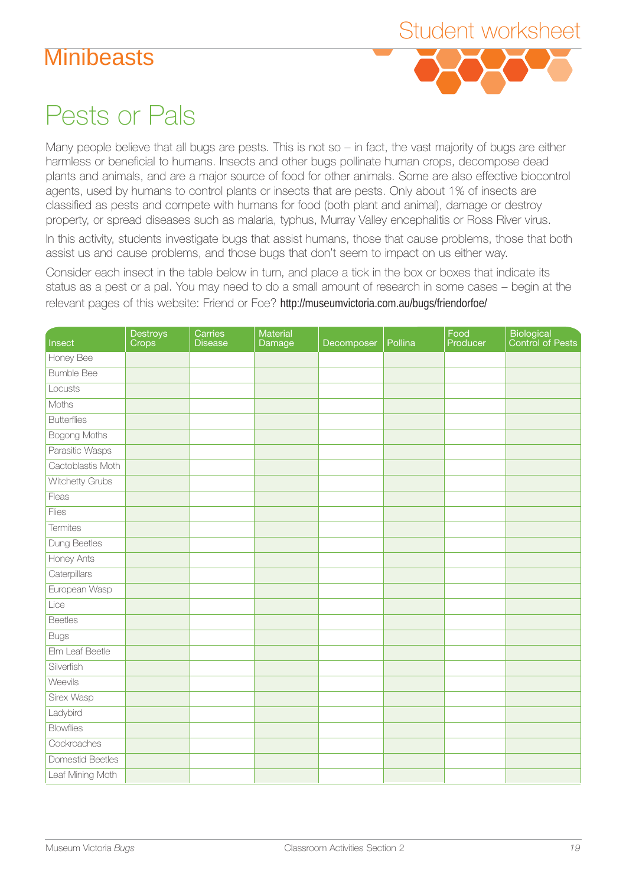# Minibeasts

## Pests or Pals

Many people believe that all bugs are pests. This is not so – in fact, the vast majority of bugs are either harmless or beneficial to humans. Insects and other bugs pollinate human crops, decompose dead plants and animals, and are a major source of food for other animals. Some are also effective biocontrol agents, used by humans to control plants or insects that are pests. Only about 1% of insects are classified as pests and compete with humans for food (both plant and animal), damage or destroy property, or spread diseases such as malaria, typhus, Murray Valley encephalitis or Ross River virus.

In this activity, students investigate bugs that assist humans, those that cause problems, those that both assist us and cause problems, and those bugs that don't seem to impact on us either way.

Consider each insect in the table below in turn, and place a tick in the box or boxes that indicate its status as a pest or a pal. You may need to do a small amount of research in some cases – begin at the relevant pages of this website: Friend or Foe? http://museumvictoria.com.au/bugs/friendorfoe/

| Insect | Destroys Crops | Carries Disease | Material Damage | Decomposer | Pollina | Food Producer | Biological Control of Pests |
|---|---|---|---|---|---|---|---|
| Honey Bee | | | | | | | |
| Bumble Bee | | | | | | | |
| Locusts | | | | | | | |
| Moths | | | | | | | |
| Butterflies | | | | | | | |
| Bogong Moths | | | | | | | |
| Parasitic Wasps | | | | | | | |
| Cactoblastis Moth | | | | | | | |
| Witchetty Grubs | | | | | | | |
| Fleas | | | | | | | |
| Flies | | | | | | | |
| Termites | | | | | | | |
| Dung Beetles | | | | | | | |
| Honey Ants | | | | | | | |
| Caterpillars | | | | | | | |
| European Wasp | | | | | | | |
| Lice | | | | | | | |
| Beetles | | | | | | | |
| Bugs | | | | | | | |
| Elm Leaf Beetle | | | | | | | |
| Silverfish | | | | | | | |
| Weevils | | | | | | | |
| Sirex Wasp | | | | | | | |
| Ladybird | | | | | | | |
| Blowflies | | | | | | | |
| Cockroaches | | | | | | | |
| Domestid Beetles | | | | | | | |
| Leaf Mining Moth | | | | | | | |